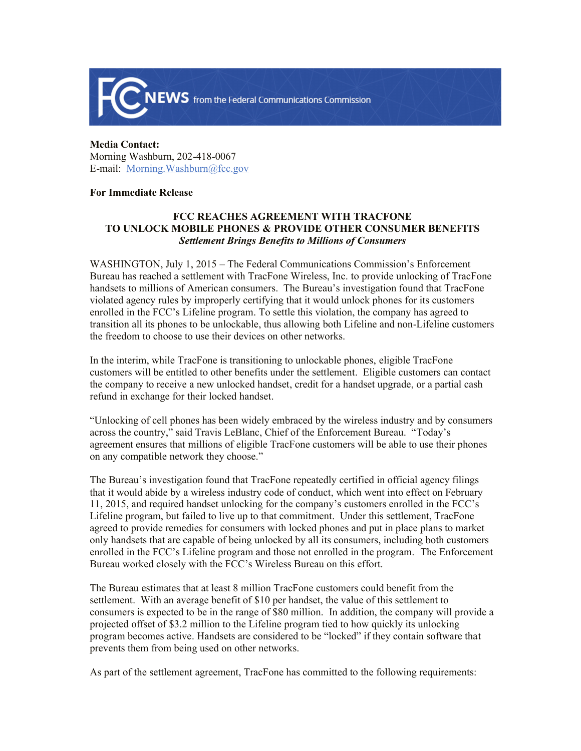FCC NEWS from the Federal Communications Commission

**Media Contact:**
Morning Washburn, 202-418-0067
E-mail: Morning.Washburn@fcc.gov

**For Immediate Release**

**FCC REACHES AGREEMENT WITH TRACFONE**
**TO UNLOCK MOBILE PHONES & PROVIDE OTHER CONSUMER BENEFITS**
***Settlement Brings Benefits to Millions of Consumers***

WASHINGTON, July 1, 2015 – The Federal Communications Commission's Enforcement Bureau has reached a settlement with TracFone Wireless, Inc. to provide unlocking of TracFone handsets to millions of American consumers. The Bureau's investigation found that TracFone violated agency rules by improperly certifying that it would unlock phones for its customers enrolled in the FCC's Lifeline program. To settle this violation, the company has agreed to transition all its phones to be unlockable, thus allowing both Lifeline and non-Lifeline customers the freedom to choose to use their devices on other networks.

In the interim, while TracFone is transitioning to unlockable phones, eligible TracFone customers will be entitled to other benefits under the settlement. Eligible customers can contact the company to receive a new unlocked handset, credit for a handset upgrade, or a partial cash refund in exchange for their locked handset.

"Unlocking of cell phones has been widely embraced by the wireless industry and by consumers across the country," said Travis LeBlanc, Chief of the Enforcement Bureau. "Today's agreement ensures that millions of eligible TracFone customers will be able to use their phones on any compatible network they choose."

The Bureau's investigation found that TracFone repeatedly certified in official agency filings that it would abide by a wireless industry code of conduct, which went into effect on February 11, 2015, and required handset unlocking for the company's customers enrolled in the FCC's Lifeline program, but failed to live up to that commitment. Under this settlement, TracFone agreed to provide remedies for consumers with locked phones and put in place plans to market only handsets that are capable of being unlocked by all its consumers, including both customers enrolled in the FCC's Lifeline program and those not enrolled in the program. The Enforcement Bureau worked closely with the FCC's Wireless Bureau on this effort.

The Bureau estimates that at least 8 million TracFone customers could benefit from the settlement. With an average benefit of $10 per handset, the value of this settlement to consumers is expected to be in the range of $80 million. In addition, the company will provide a projected offset of $3.2 million to the Lifeline program tied to how quickly its unlocking program becomes active. Handsets are considered to be "locked" if they contain software that prevents them from being used on other networks.

As part of the settlement agreement, TracFone has committed to the following requirements: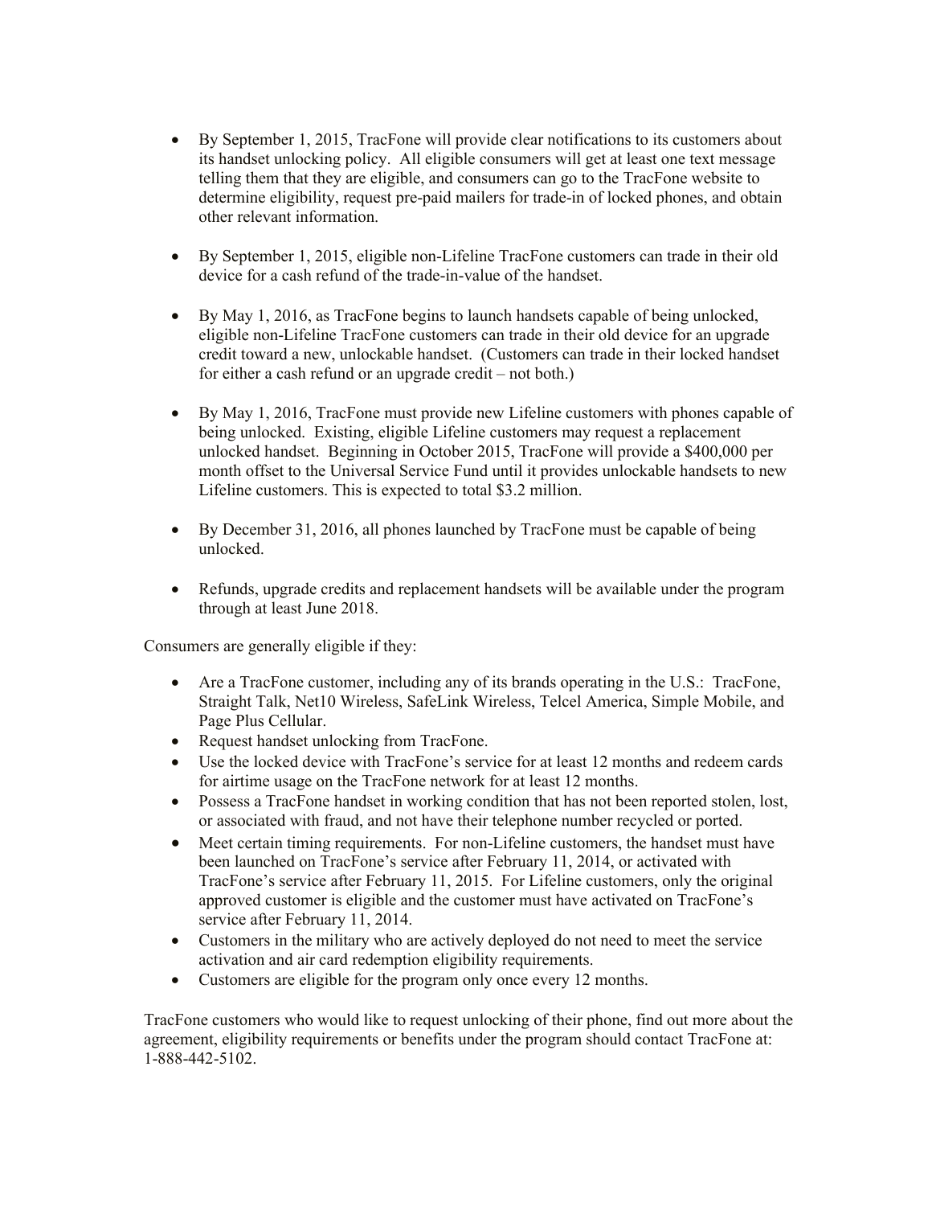- By September 1, 2015, TracFone will provide clear notifications to its customers about its handset unlocking policy. All eligible consumers will get at least one text message telling them that they are eligible, and consumers can go to the TracFone website to determine eligibility, request pre-paid mailers for trade-in of locked phones, and obtain other relevant information.

- By September 1, 2015, eligible non-Lifeline TracFone customers can trade in their old device for a cash refund of the trade-in-value of the handset.

- By May 1, 2016, as TracFone begins to launch handsets capable of being unlocked, eligible non-Lifeline TracFone customers can trade in their old device for an upgrade credit toward a new, unlockable handset. (Customers can trade in their locked handset for either a cash refund or an upgrade credit – not both.)

- By May 1, 2016, TracFone must provide new Lifeline customers with phones capable of being unlocked. Existing, eligible Lifeline customers may request a replacement unlocked handset. Beginning in October 2015, TracFone will provide a $400,000 per month offset to the Universal Service Fund until it provides unlockable handsets to new Lifeline customers. This is expected to total $3.2 million.

- By December 31, 2016, all phones launched by TracFone must be capable of being unlocked.

- Refunds, upgrade credits and replacement handsets will be available under the program through at least June 2018.

Consumers are generally eligible if they:

- Are a TracFone customer, including any of its brands operating in the U.S.: TracFone, Straight Talk, Net10 Wireless, SafeLink Wireless, Telcel America, Simple Mobile, and Page Plus Cellular.
- Request handset unlocking from TracFone.
- Use the locked device with TracFone's service for at least 12 months and redeem cards for airtime usage on the TracFone network for at least 12 months.
- Possess a TracFone handset in working condition that has not been reported stolen, lost, or associated with fraud, and not have their telephone number recycled or ported.
- Meet certain timing requirements. For non-Lifeline customers, the handset must have been launched on TracFone's service after February 11, 2014, or activated with TracFone's service after February 11, 2015. For Lifeline customers, only the original approved customer is eligible and the customer must have activated on TracFone's service after February 11, 2014.
- Customers in the military who are actively deployed do not need to meet the service activation and air card redemption eligibility requirements.
- Customers are eligible for the program only once every 12 months.

TracFone customers who would like to request unlocking of their phone, find out more about the agreement, eligibility requirements or benefits under the program should contact TracFone at: 1-888-442-5102.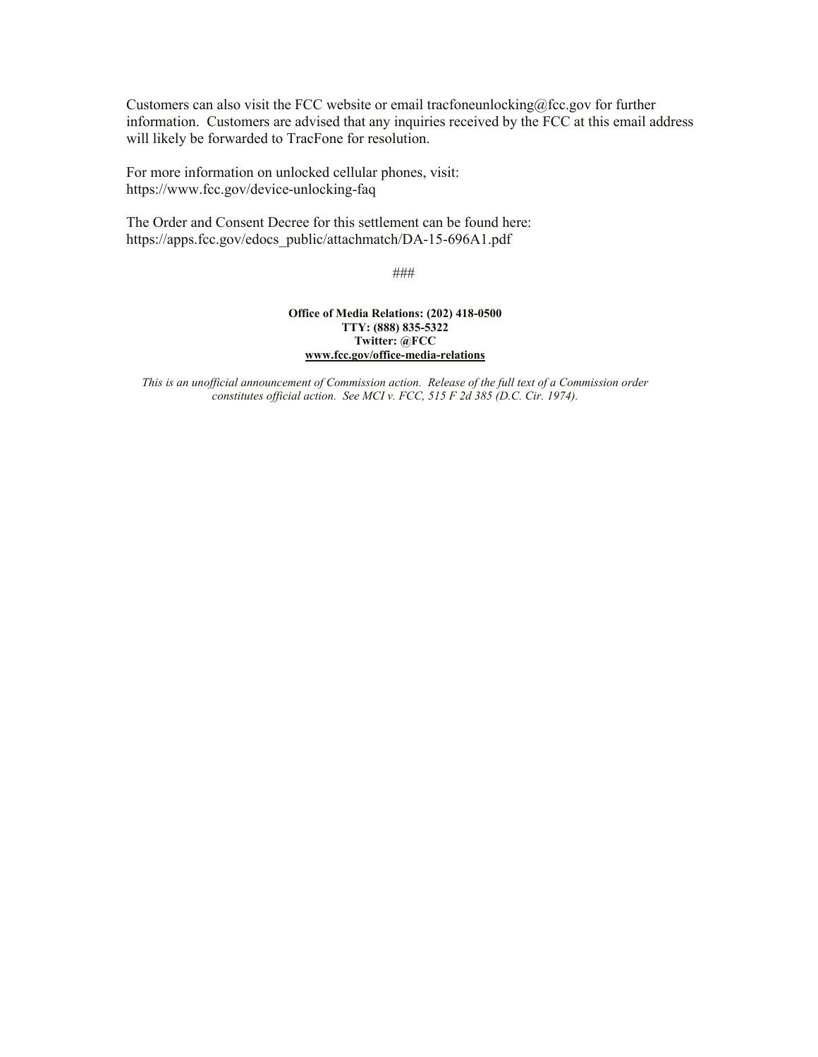Customers can also visit the FCC website or email tracfoneunlocking@fcc.gov for further information. Customers are advised that any inquiries received by the FCC at this email address will likely be forwarded to TracFone for resolution.

For more information on unlocked cellular phones, visit:
https://www.fcc.gov/device-unlocking-faq

The Order and Consent Decree for this settlement can be found here:
https://apps.fcc.gov/edocs_public/attachmatch/DA-15-696A1.pdf

###

**Office of Media Relations: (202) 418-0500**
**TTY: (888) 835-5322**
**Twitter: @FCC**
**www.fcc.gov/office-media-relations**

*This is an unofficial announcement of Commission action. Release of the full text of a Commission order constitutes official action. See MCI v. FCC, 515 F 2d 385 (D.C. Cir. 1974).*